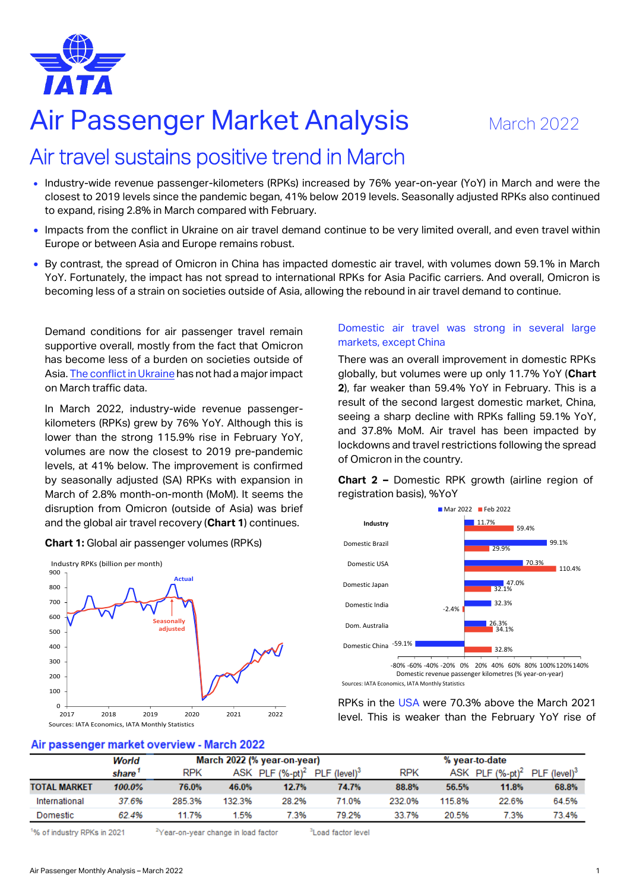# Air Passenger Market Analysis

March 2022

## Air travel sustains positive trend in March

- Industry-wide revenue passenger-kilometers (RPKs) increased by 76% year-on-year (YoY) in March and were the closest to 2019 levels since the pandemic began, 41% below 2019 levels. Seasonally adjusted RPKs also continued to expand, rising 2.8% in March compared with February.
- Impacts from the conflict in Ukraine on air travel demand continue to be very limited overall, and even travel within Europe or between Asia and Europe remains robust.
- By contrast, the spread of Omicron in China has impacted domestic air travel, with volumes down 59.1% in March YoY. Fortunately, the impact has not spread to international RPKs for Asia Pacific carriers. And overall, Omicron is becoming less of a strain on societies outside of Asia, allowing the rebound in air travel demand to continue.

Demand conditions for air passenger travel remain supportive overall, mostly from the fact that Omicron has become less of a burden on societies outside of Asia. The conflict in Ukraine has not had a major impact on March traffic data.

In March 2022, industry-wide revenue passenger-kilometers (RPKs) grew by 76% YoY. Although this is lower than the strong 115.9% rise in February YoY, volumes are now the closest to 2019 pre-pandemic levels, at 41% below. The improvement is confirmed by seasonally adjusted (SA) RPKs with expansion in March of 2.8% month-on-month (MoM). It seems the disruption from Omicron (outside of Asia) was brief and the global air travel recovery (**Chart 1**) continues.

**Chart 1:** Global air passenger volumes (RPKs)

Sources: IATA Economics, IATA Monthly Statistics

### Domestic air travel was strong in several large markets, except China

There was an overall improvement in domestic RPKs globally, but volumes were up only 11.7% YoY (**Chart 2**), far weaker than 59.4% YoY in February. This is a result of the second largest domestic market, China, seeing a sharp decline with RPKs falling 59.1% YoY, and 37.8% MoM. Air travel has been impacted by lockdowns and travel restrictions following the spread of Omicron in the country.

**Chart 2 –** Domestic RPK growth (airline region of registration basis), %YoY

Sources: IATA Economics, IATA Monthly Statistics

RPKs in the USA were 70.3% above the March 2021 level. This is weaker than the February YoY rise of

### Air passenger market overview - March 2022

| | World share[1] | March 2022 (% year-on-year) | | | | % year-to-date | | | |
|---|---|---|---|---|---|---|---|---|---|
| | | RPK | ASK | PLF (%-pt)[2] | PLF (level)[3] | RPK | ASK | PLF (%-pt)[2] | PLF (level)[3] |
| **TOTAL MARKET** | **100.0%** | **76.0%** | **46.0%** | **12.7%** | **74.7%** | **88.8%** | **56.5%** | **11.8%** | **68.8%** |
| International | 37.6% | 285.3% | 132.3% | 28.2% | 71.0% | 232.0% | 115.8% | 22.6% | 64.5% |
| Domestic | 62.4% | 11.7% | 1.5% | 7.3% | 79.2% | 33.7% | 20.5% | 7.3% | 73.4% |

[1]% of industry RPKs in 2021 [2]Year-on-year change in load factor [3]Load factor level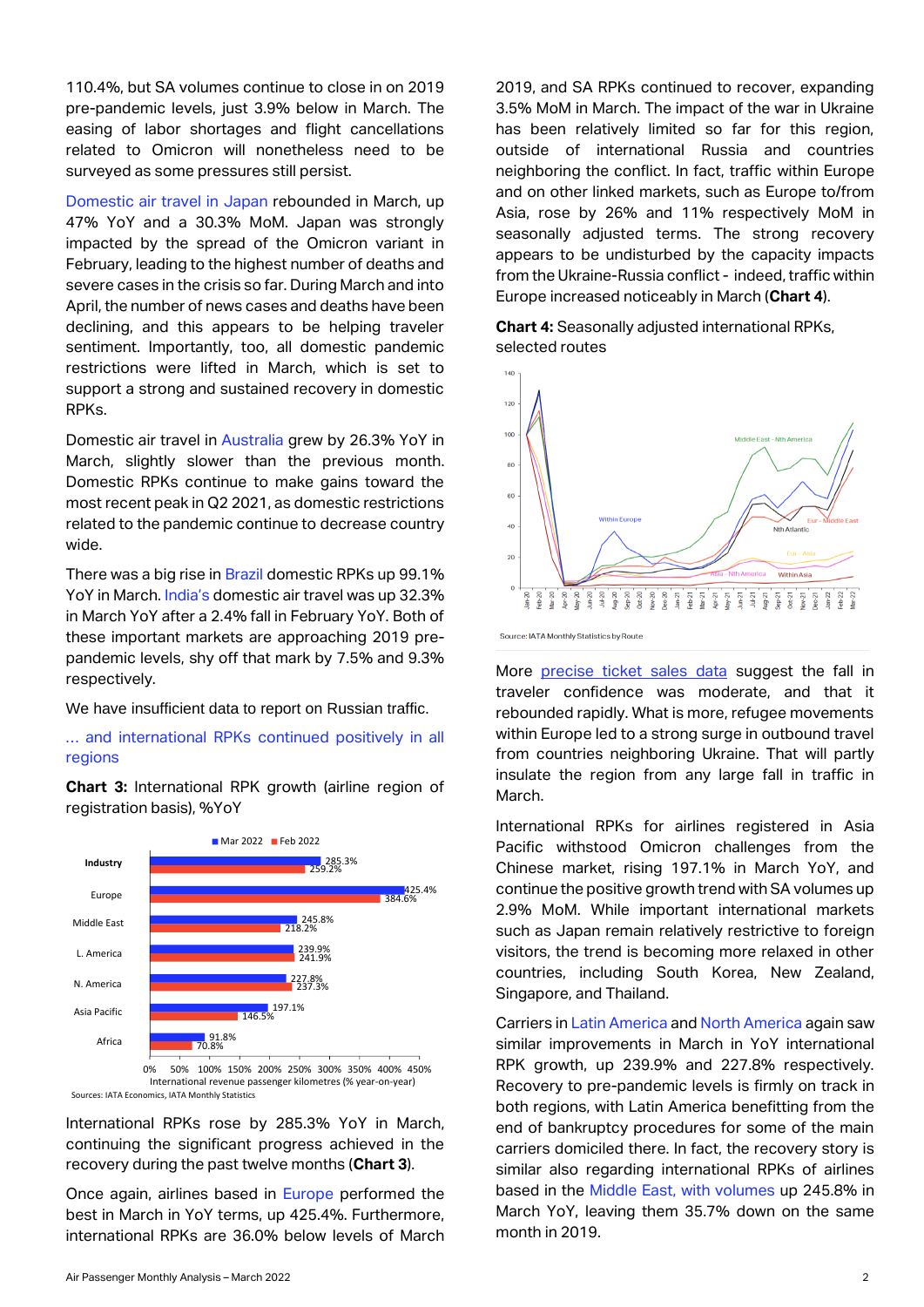110.4%, but SA volumes continue to close in on 2019 pre-pandemic levels, just 3.9% below in March. The easing of labor shortages and flight cancellations related to Omicron will nonetheless need to be surveyed as some pressures still persist.

Domestic air travel in Japan rebounded in March, up 47% YoY and a 30.3% MoM. Japan was strongly impacted by the spread of the Omicron variant in February, leading to the highest number of deaths and severe cases in the crisis so far. During March and into April, the number of news cases and deaths have been declining, and this appears to be helping traveler sentiment. Importantly, too, all domestic pandemic restrictions were lifted in March, which is set to support a strong and sustained recovery in domestic RPKs.

Domestic air travel in Australia grew by 26.3% YoY in March, slightly slower than the previous month. Domestic RPKs continue to make gains toward the most recent peak in Q2 2021, as domestic restrictions related to the pandemic continue to decrease country wide.

There was a big rise in Brazil domestic RPKs up 99.1% YoY in March. India's domestic air travel was up 32.3% in March YoY after a 2.4% fall in February YoY. Both of these important markets are approaching 2019 pre-pandemic levels, shy off that mark by 7.5% and 9.3% respectively.

We have insufficient data to report on Russian traffic.

## … and international RPKs continued positively in all regions

**Chart 3:** International RPK growth (airline region of registration basis), %YoY

| Region | Mar 2022 | Feb 2022 |
|---|---|---|
| Industry | 285.3% | 259.2% |
| Europe | 425.4% | 384.6% |
| Middle East | 245.8% | 218.2% |
| L. America | 239.9% | 241.9% |
| N. America | 227.8% | 237.3% |
| Asia Pacific | 197.1% | 146.5% |
| Africa | 91.8% | 70.8% |

International revenue passenger kilometres (% year-on-year)

Sources: IATA Economics, IATA Monthly Statistics

International RPKs rose by 285.3% YoY in March, continuing the significant progress achieved in the recovery during the past twelve months (**Chart 3**).

Once again, airlines based in Europe performed the best in March in YoY terms, up 425.4%. Furthermore, international RPKs are 36.0% below levels of March 2019, and SA RPKs continued to recover, expanding 3.5% MoM in March. The impact of the war in Ukraine has been relatively limited so far for this region, outside of international Russia and countries neighboring the conflict. In fact, traffic within Europe and on other linked markets, such as Europe to/from Asia, rose by 26% and 11% respectively MoM in seasonally adjusted terms. The strong recovery appears to be undisturbed by the capacity impacts from the Ukraine-Russia conflict - indeed, traffic within Europe increased noticeably in March (**Chart 4**).

**Chart 4:** Seasonally adjusted international RPKs, selected routes

Series: Middle East - Nth America; Within Europe; Eur - Middle East; Nth Atlantic; Eur - Asia; Asia - Nth America; Within Asia (Jan-20 to Mar-22)

Source: IATA Monthly Statistics by Route

More precise ticket sales data suggest the fall in traveler confidence was moderate, and that it rebounded rapidly. What is more, refugee movements within Europe led to a strong surge in outbound travel from countries neighboring Ukraine. That will partly insulate the region from any large fall in traffic in March.

International RPKs for airlines registered in Asia Pacific withstood Omicron challenges from the Chinese market, rising 197.1% in March YoY, and continue the positive growth trend with SA volumes up 2.9% MoM. While important international markets such as Japan remain relatively restrictive to foreign visitors, the trend is becoming more relaxed in other countries, including South Korea, New Zealand, Singapore, and Thailand.

Carriers in Latin America and North America again saw similar improvements in March in YoY international RPK growth, up 239.9% and 227.8% respectively. Recovery to pre-pandemic levels is firmly on track in both regions, with Latin America benefitting from the end of bankruptcy procedures for some of the main carriers domiciled there. In fact, the recovery story is similar also regarding international RPKs of airlines based in the Middle East, with volumes up 245.8% in March YoY, leaving them 35.7% down on the same month in 2019.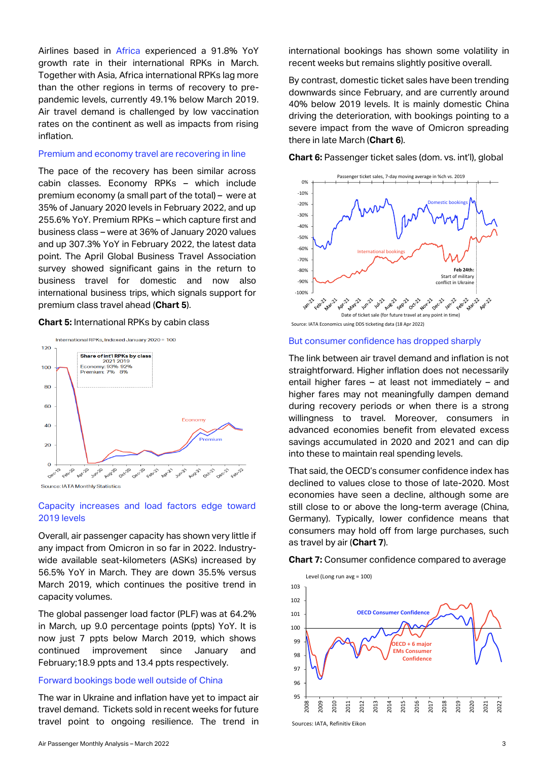Airlines based in Africa experienced a 91.8% YoY growth rate in their international RPKs in March. Together with Asia, Africa international RPKs lag more than the other regions in terms of recovery to pre-pandemic levels, currently 49.1% below March 2019. Air travel demand is challenged by low vaccination rates on the continent as well as impacts from rising inflation.

### Premium and economy travel are recovering in line

The pace of the recovery has been similar across cabin classes. Economy RPKs – which include premium economy (a small part of the total) – were at 35% of January 2020 levels in February 2022, and up 255.6% YoY. Premium RPKs – which capture first and business class – were at 36% of January 2020 values and up 307.3% YoY in February 2022, the latest data point. The April Global Business Travel Association survey showed significant gains in the return to business travel for domestic and now also international business trips, which signals support for premium class travel ahead (**Chart 5**).

**Chart 5:** International RPKs by cabin class

Source: IATA Monthly Statistics

### Capacity increases and load factors edge toward 2019 levels

Overall, air passenger capacity has shown very little if any impact from Omicron in so far in 2022. Industry-wide available seat-kilometers (ASKs) increased by 56.5% YoY in March. They are down 35.5% versus March 2019, which continues the positive trend in capacity volumes.

The global passenger load factor (PLF) was at 64.2% in March, up 9.0 percentage points (ppts) YoY. It is now just 7 ppts below March 2019, which shows continued improvement since January and February;18.9 ppts and 13.4 ppts respectively.

### Forward bookings bode well outside of China

The war in Ukraine and inflation have yet to impact air travel demand. Tickets sold in recent weeks for future travel point to ongoing resilience. The trend in international bookings has shown some volatility in recent weeks but remains slightly positive overall.

By contrast, domestic ticket sales have been trending downwards since February, and are currently around 40% below 2019 levels. It is mainly domestic China driving the deterioration, with bookings pointing to a severe impact from the wave of Omicron spreading there in late March (**Chart 6**).

**Chart 6:** Passenger ticket sales (dom. vs. int'l), global

Source: IATA Economics using DDS ticketing data (18 Apr 2022)

### But consumer confidence has dropped sharply

The link between air travel demand and inflation is not straightforward. Higher inflation does not necessarily entail higher fares – at least not immediately – and higher fares may not meaningfully dampen demand during recovery periods or when there is a strong willingness to travel. Moreover, consumers in advanced economies benefit from elevated excess savings accumulated in 2020 and 2021 and can dip into these to maintain real spending levels.

That said, the OECD's consumer confidence index has declined to values close to those of late-2020. Most economies have seen a decline, although some are still close to or above the long-term average (China, Germany). Typically, lower confidence means that consumers may hold off from large purchases, such as travel by air (**Chart 7**).

**Chart 7:** Consumer confidence compared to average

Sources: IATA, Refinitiv Eikon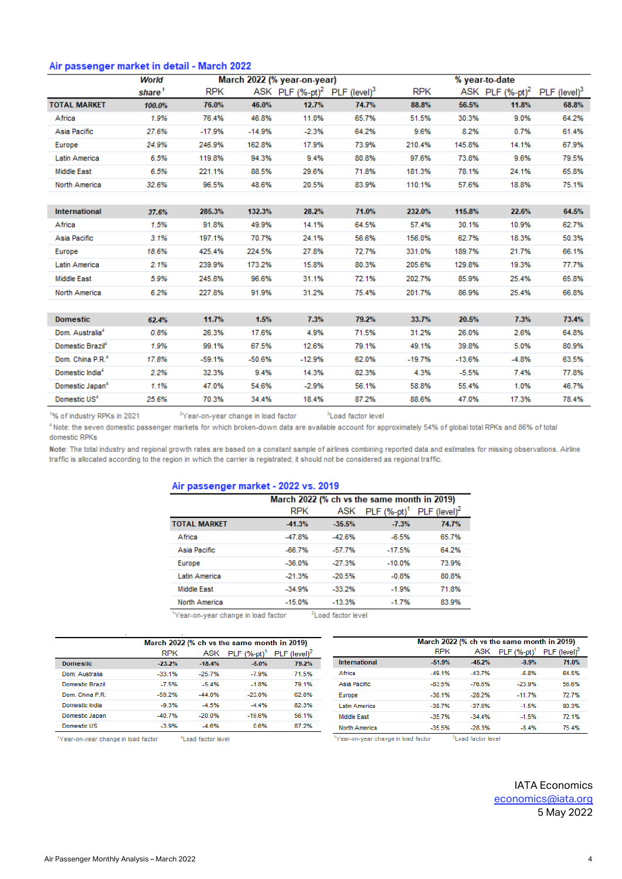## Air passenger market in detail - March 2022

| | World share[1] | March 2022 (% year-on-year) | | | | % year-to-date | | | |
|---|---|---|---|---|---|---|---|---|---|
| | | RPK | ASK | PLF (%-pt)[2] | PLF (level)[3] | RPK | ASK | PLF (%-pt)[2] | PLF (level)[3] |
| **TOTAL MARKET** | *100.0%* | 76.0% | 46.0% | 12.7% | 74.7% | 88.8% | 56.5% | 11.8% | 68.8% |
| Africa | *1.9%* | 76.4% | 46.8% | 11.0% | 65.7% | 51.5% | 30.3% | 9.0% | 64.2% |
| Asia Pacific | *27.6%* | -17.9% | -14.9% | -2.3% | 64.2% | 9.6% | 8.2% | 0.7% | 61.4% |
| Europe | *24.9%* | 246.9% | 162.8% | 17.9% | 73.9% | 210.4% | 145.8% | 14.1% | 67.9% |
| Latin America | *6.5%* | 119.8% | 94.3% | 9.4% | 80.8% | 97.6% | 73.8% | 9.6% | 79.5% |
| Middle East | *6.5%* | 221.1% | 88.5% | 29.6% | 71.8% | 181.3% | 78.1% | 24.1% | 65.8% |
| North America | *32.6%* | 96.5% | 48.6% | 20.5% | 83.9% | 110.1% | 57.6% | 18.8% | 75.1% |
| **International** | *37.6%* | 285.3% | 132.3% | 28.2% | 71.0% | 232.0% | 115.8% | 22.6% | 64.5% |
| Africa | *1.5%* | 91.8% | 49.9% | 14.1% | 64.5% | 57.4% | 30.1% | 10.9% | 62.7% |
| Asia Pacific | *3.1%* | 197.1% | 70.7% | 24.1% | 56.6% | 156.0% | 62.7% | 18.3% | 50.3% |
| Europe | *18.6%* | 425.4% | 224.5% | 27.8% | 72.7% | 331.0% | 189.7% | 21.7% | 66.1% |
| Latin America | *2.1%* | 239.9% | 173.2% | 15.8% | 80.3% | 205.6% | 129.8% | 19.3% | 77.7% |
| Middle East | *5.9%* | 245.8% | 96.6% | 31.1% | 72.1% | 202.7% | 85.9% | 25.4% | 65.8% |
| North America | *6.2%* | 227.8% | 91.9% | 31.2% | 75.4% | 201.7% | 86.9% | 25.4% | 66.8% |
| **Domestic** | *62.4%* | 11.7% | 1.5% | 7.3% | 79.2% | 33.7% | 20.5% | 7.3% | 73.4% |
| Dom. Australia[4] | *0.8%* | 26.3% | 17.6% | 4.9% | 71.5% | 31.2% | 26.0% | 2.6% | 64.8% |
| Domestic Brazil[4] | *1.9%* | 99.1% | 67.5% | 12.6% | 79.1% | 49.1% | 39.8% | 5.0% | 80.9% |
| Dom. China P.R.[4] | *17.8%* | -59.1% | -50.6% | -12.9% | 62.0% | -19.7% | -13.6% | -4.8% | 63.5% |
| Domestic India[4] | *2.2%* | 32.3% | 9.4% | 14.3% | 82.3% | 4.3% | -5.5% | 7.4% | 77.8% |
| Domestic Japan[4] | *1.1%* | 47.0% | 54.6% | -2.9% | 56.1% | 58.8% | 55.4% | 1.0% | 46.7% |
| Domestic US[4] | *25.6%* | 70.3% | 34.4% | 18.4% | 87.2% | 88.6% | 47.0% | 17.3% | 78.4% |

[1]% of industry RPKs in 2021 [2]Year-on-year change in load factor [3]Load factor level

[4]Note: the seven domestic passenger markets for which broken-down data are available account for approximately 54% of global total RPKs and 86% of total domestic RPKs

**Note**: The total industry and regional growth rates are based on a constant sample of airlines combining reported data and estimates for missing observations. Airline traffic is allocated according to the region in which the carrier is registrated; it should not be considered as regional traffic.

## Air passenger market - 2022 vs. 2019

| | March 2022 (% ch vs the same month in 2019) | | | |
|---|---|---|---|---|
| | RPK | ASK | PLF (%-pt)[1] | PLF (level)[2] |
| **TOTAL MARKET** | -41.3% | -35.5% | -7.3% | 74.7% |
| Africa | -47.8% | -42.6% | -6.5% | 65.7% |
| Asia Pacific | -66.7% | -57.7% | -17.5% | 64.2% |
| Europe | -36.0% | -27.3% | -10.0% | 73.9% |
| Latin America | -21.3% | -20.5% | -0.8% | 80.8% |
| Middle East | -34.9% | -33.2% | -1.9% | 71.8% |
| North America | -15.0% | -13.3% | -1.7% | 83.9% |

[1]Year-on-year change in load factor [2]Load factor level

| | March 2022 (% ch vs the same month in 2019) | | | |
|---|---|---|---|---|
| | RPK | ASK | PLF (%-pt)[1] | PLF (level)[2] |
| **Domestic** | -23.2% | -18.4% | -5.0% | 79.2% |
| Dom. Australia | -33.1% | -25.7% | -7.9% | 71.5% |
| Domestic Brazil | -7.5% | -5.4% | -1.8% | 79.1% |
| Dom. China P.R. | -59.2% | -44.0% | -23.0% | 62.0% |
| Domestic India | -9.3% | -4.5% | -4.4% | 82.3% |
| Domestic Japan | -40.7% | -20.0% | -19.6% | 56.1% |
| Domestic US | -3.9% | -4.6% | 0.6% | 87.2% |

[1]Year-on-year change in load factor [2]Load factor level

| | March 2022 (% ch vs the same month in 2019) | | | |
|---|---|---|---|---|
| | RPK | ASK | PLF (%-pt)[1] | PLF (level)[2] |
| **International** | -51.9% | -45.2% | -9.9% | 71.0% |
| Africa | -49.1% | -43.7% | -6.8% | 64.5% |
| Asia Pacific | -83.5% | -76.6% | -23.9% | 56.6% |
| Europe | -38.1% | -28.2% | -11.7% | 72.7% |
| Latin America | -38.7% | -37.6% | -1.5% | 80.3% |
| Middle East | -35.7% | -34.4% | -1.5% | 72.1% |
| North America | -35.5% | -28.3% | -8.4% | 75.4% |

[1]Year-on-year change in load factor [2]Load factor level

IATA Economics
economics@iata.org
5 May 2022